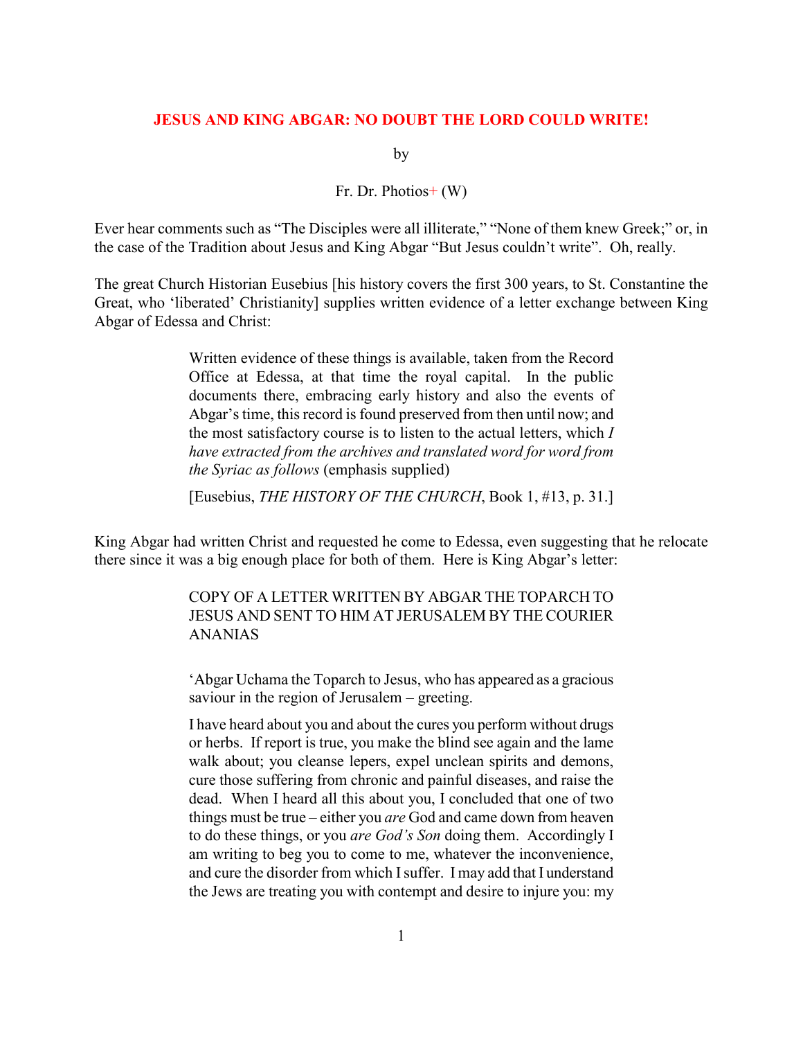# JESUS AND KING ABGAR: NO DOUBT THE LORD COULD WRITE!

by

Fr. Dr. Photios+ (W)

Ever hear comments such as "The Disciples were all illiterate," "None of them knew Greek;" or, in the case of the Tradition about Jesus and King Abgar "But Jesus couldn't write". Oh, really.

The great Church Historian Eusebius [his history covers the first 300 years, to St. Constantine the Great, who 'liberated' Christianity] supplies written evidence of a letter exchange between King Abgar of Edessa and Christ:

> Written evidence of these things is available, taken from the Record Office at Edessa, at that time the royal capital. In the public documents there, embracing early history and also the events of Abgar's time, this record is found preserved from then until now; and the most satisfactory course is to listen to the actual letters, which *I have extracted from the archives and translated word for word from the Syriac as follows* (emphasis supplied)
>
> [Eusebius, *THE HISTORY OF THE CHURCH*, Book 1, #13, p. 31.]

King Abgar had written Christ and requested he come to Edessa, even suggesting that he relocate there since it was a big enough place for both of them. Here is King Abgar's letter:

> COPY OF A LETTER WRITTEN BY ABGAR THE TOPARCH TO JESUS AND SENT TO HIM AT JERUSALEM BY THE COURIER ANANIAS
>
> 'Abgar Uchama the Toparch to Jesus, who has appeared as a gracious saviour in the region of Jerusalem – greeting.
>
> I have heard about you and about the cures you perform without drugs or herbs. If report is true, you make the blind see again and the lame walk about; you cleanse lepers, expel unclean spirits and demons, cure those suffering from chronic and painful diseases, and raise the dead. When I heard all this about you, I concluded that one of two things must be true – either you *are* God and came down from heaven to do these things, or you *are God's Son* doing them. Accordingly I am writing to beg you to come to me, whatever the inconvenience, and cure the disorder from which I suffer. I may add that I understand the Jews are treating you with contempt and desire to injure you: my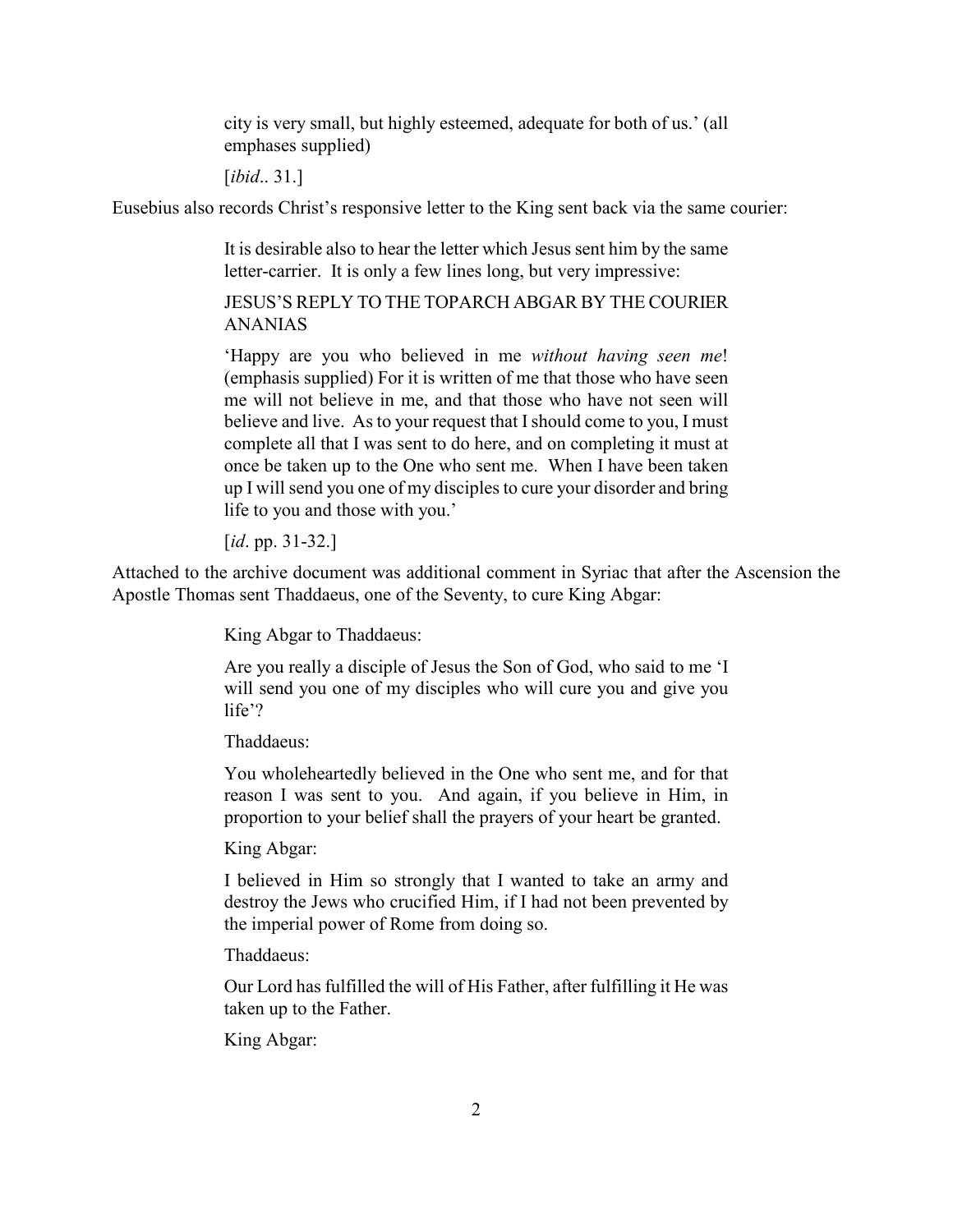> city is very small, but highly esteemed, adequate for both of us.' (all emphases supplied)
>
> [*ibid*.. 31.]

Eusebius also records Christ's responsive letter to the King sent back via the same courier:

> It is desirable also to hear the letter which Jesus sent him by the same letter-carrier. It is only a few lines long, but very impressive:
>
> JESUS'S REPLY TO THE TOPARCH ABGAR BY THE COURIER ANANIAS
>
> 'Happy are you who believed in me *without having seen me*! (emphasis supplied) For it is written of me that those who have seen me will not believe in me, and that those who have not seen will believe and live. As to your request that I should come to you, I must complete all that I was sent to do here, and on completing it must at once be taken up to the One who sent me. When I have been taken up I will send you one of my disciples to cure your disorder and bring life to you and those with you.'
>
> [*id*. pp. 31-32.]

Attached to the archive document was additional comment in Syriac that after the Ascension the Apostle Thomas sent Thaddaeus, one of the Seventy, to cure King Abgar:

> King Abgar to Thaddaeus:
>
> Are you really a disciple of Jesus the Son of God, who said to me 'I will send you one of my disciples who will cure you and give you life'?
>
> Thaddaeus:
>
> You wholeheartedly believed in the One who sent me, and for that reason I was sent to you. And again, if you believe in Him, in proportion to your belief shall the prayers of your heart be granted.
>
> King Abgar:
>
> I believed in Him so strongly that I wanted to take an army and destroy the Jews who crucified Him, if I had not been prevented by the imperial power of Rome from doing so.
>
> Thaddaeus:
>
> Our Lord has fulfilled the will of His Father, after fulfilling it He was taken up to the Father.
>
> King Abgar: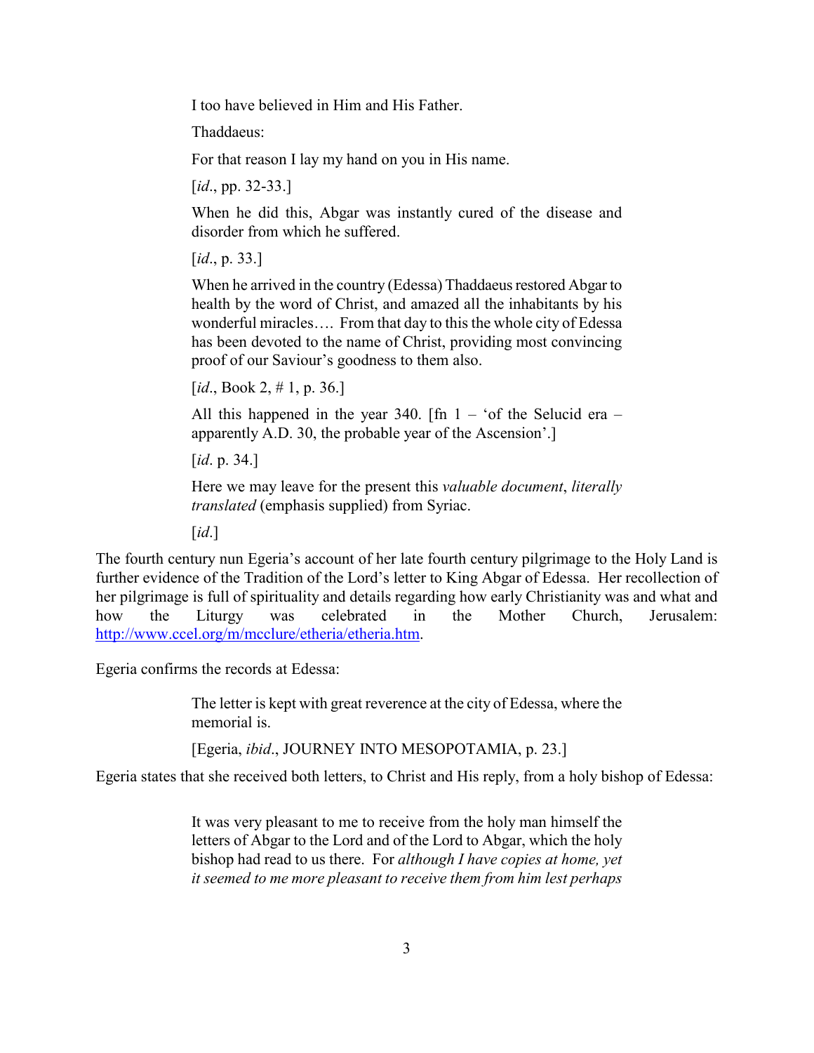> I too have believed in Him and His Father.
>
> Thaddaeus:
>
> For that reason I lay my hand on you in His name.
>
> [*id*., pp. 32-33.]
>
> When he did this, Abgar was instantly cured of the disease and disorder from which he suffered.
>
> [*id*., p. 33.]
>
> When he arrived in the country (Edessa) Thaddaeus restored Abgar to health by the word of Christ, and amazed all the inhabitants by his wonderful miracles…. From that day to this the whole city of Edessa has been devoted to the name of Christ, providing most convincing proof of our Saviour's goodness to them also.
>
> [*id*., Book 2, # 1, p. 36.]
>
> All this happened in the year 340. [fn 1 – 'of the Selucid era – apparently A.D. 30, the probable year of the Ascension'.]
>
> [*id*. p. 34.]
>
> Here we may leave for the present this *valuable document*, *literally translated* (emphasis supplied) from Syriac.
>
> [*id*.]

The fourth century nun Egeria's account of her late fourth century pilgrimage to the Holy Land is further evidence of the Tradition of the Lord's letter to King Abgar of Edessa. Her recollection of her pilgrimage is full of spirituality and details regarding how early Christianity was and what and how the Liturgy was celebrated in the Mother Church, Jerusalem: http://www.ccel.org/m/mcclure/etheria/etheria.htm.

Egeria confirms the records at Edessa:

> The letter is kept with great reverence at the city of Edessa, where the memorial is.
>
> [Egeria, *ibid*., JOURNEY INTO MESOPOTAMIA, p. 23.]

Egeria states that she received both letters, to Christ and His reply, from a holy bishop of Edessa:

> It was very pleasant to me to receive from the holy man himself the letters of Abgar to the Lord and of the Lord to Abgar, which the holy bishop had read to us there. For *although I have copies at home, yet it seemed to me more pleasant to receive them from him lest perhaps*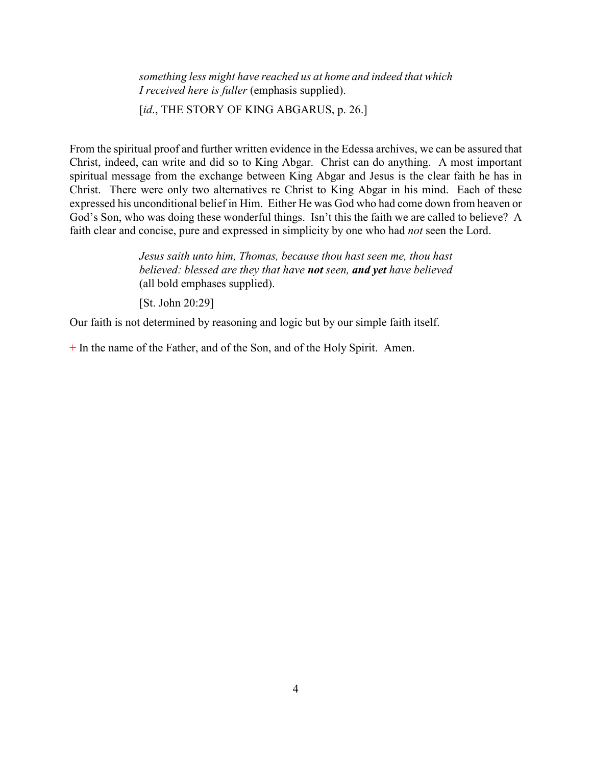> *something less might have reached us at home and indeed that which I received here is fuller* (emphasis supplied).
>
> [*id*., THE STORY OF KING ABGARUS, p. 26.]

From the spiritual proof and further written evidence in the Edessa archives, we can be assured that Christ, indeed, can write and did so to King Abgar. Christ can do anything. A most important spiritual message from the exchange between King Abgar and Jesus is the clear faith he has in Christ. There were only two alternatives re Christ to King Abgar in his mind. Each of these expressed his unconditional belief in Him. Either He was God who had come down from heaven or God's Son, who was doing these wonderful things. Isn't this the faith we are called to believe? A faith clear and concise, pure and expressed in simplicity by one who had *not* seen the Lord.

> *Jesus saith unto him, Thomas, because thou hast seen me, thou hast believed: blessed are they that have **not** seen, **and yet** have believed* (all bold emphases supplied).
>
> [St. John 20:29]

Our faith is not determined by reasoning and logic but by our simple faith itself.

+ In the name of the Father, and of the Son, and of the Holy Spirit. Amen.